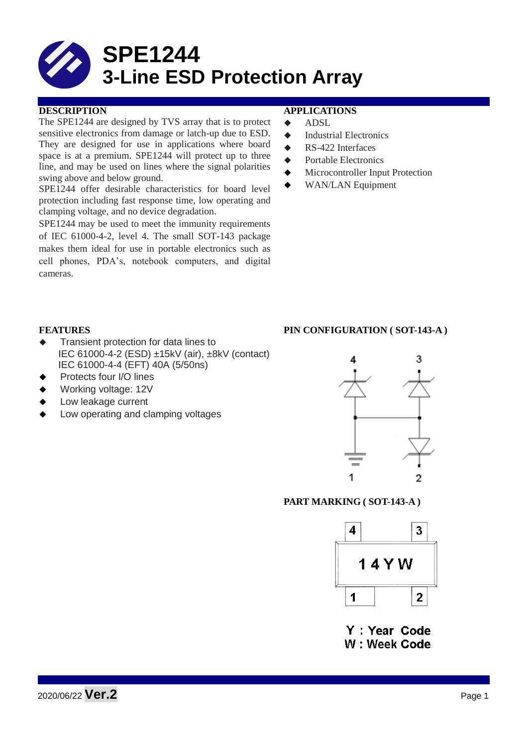# SPE1244

## 3-Line ESD Protection Array

### DESCRIPTION

The SPE1244 are designed by TVS array that is to protect sensitive electronics from damage or latch-up due to ESD. They are designed for use in applications where board space is at a premium. SPE1244 will protect up to three line, and may be used on lines where the signal polarities swing above and below ground.

SPE1244 offer desirable characteristics for board level protection including fast response time, low operating and clamping voltage, and no device degradation.

SPE1244 may be used to meet the immunity requirements of IEC 61000-4-2, level 4. The small SOT-143 package makes them ideal for use in portable electronics such as cell phones, PDA's, notebook computers, and digital cameras.

### APPLICATIONS

- ADSL
- Industrial Electronics
- RS-422 Interfaces
- Portable Electronics
- Microcontroller Input Protection
- WAN/LAN Equipment

### FEATURES

- Transient protection for data lines to
  IEC 61000-4-2 (ESD) ±15kV (air), ±8kV (contact)
  IEC 61000-4-4 (EFT) 40A (5/50ns)
- Protects four I/O lines
- Working voltage: 12V
- Low leakage current
- Low operating and clamping voltages

### PIN CONFIGURATION ( SOT-143-A )

4 3

1 2

### PART MARKING ( SOT-143-A )

4 3

1 4 Y W

1 2

Y : Year Code
W : Week Code

2020/06/22 **Ver.2**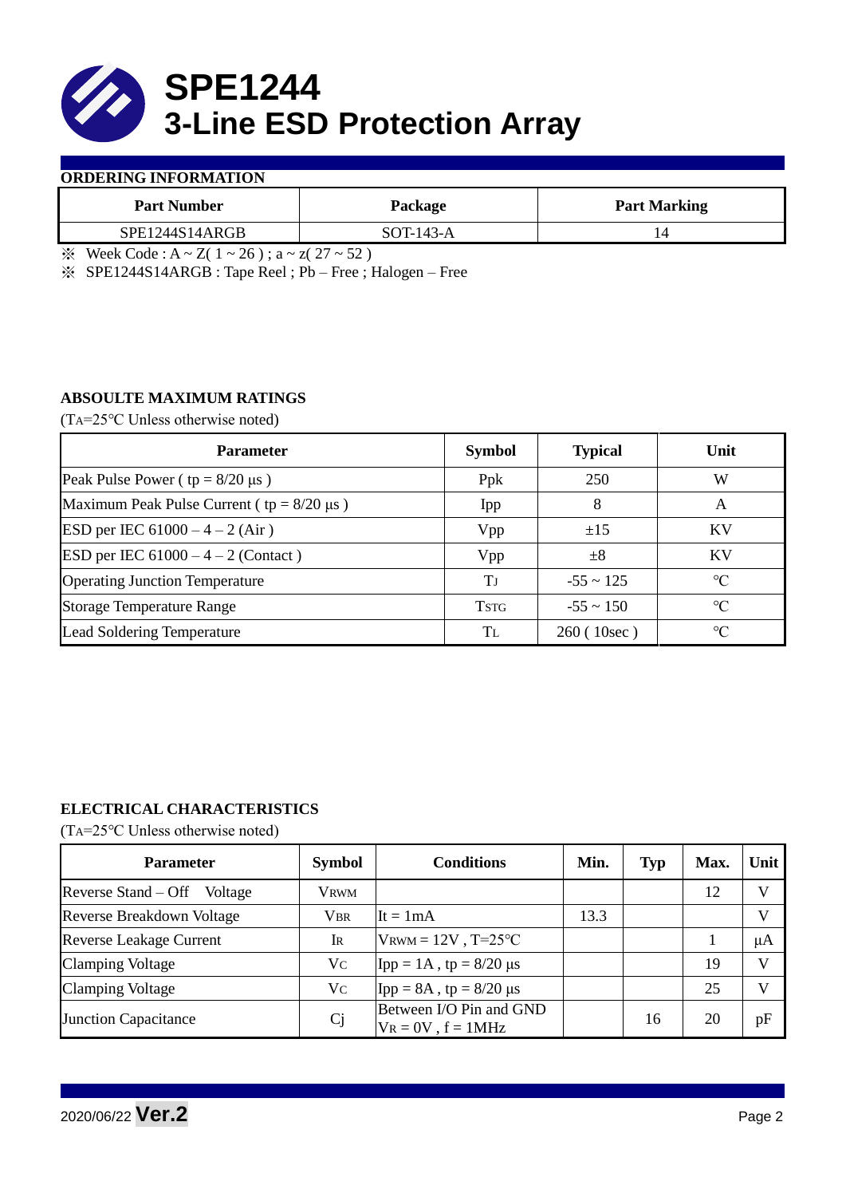# SPE1244
# 3-Line ESD Protection Array

## ORDERING INFORMATION

| Part Number | Package | Part Marking |
|---|---|---|
| SPE1244S14ARGB | SOT-143-A | 14 |

※ Week Code : A ~ Z( 1 ~ 26 ) ; a ~ z( 27 ~ 52 )

※ SPE1244S14ARGB : Tape Reel ; Pb – Free ; Halogen – Free

## ABSOULTE MAXIMUM RATINGS

($T_A$=25°C Unless otherwise noted)

| Parameter | Symbol | Typical | Unit |
|---|---|---|---|
| Peak Pulse Power ( tp = 8/20 μs ) | Ppk | 250 | W |
| Maximum Peak Pulse Current ( tp = 8/20 μs ) | Ipp | 8 | A |
| ESD per IEC 61000 – 4 – 2 (Air ) | Vpp | ±15 | KV |
| ESD per IEC 61000 – 4 – 2 (Contact ) | Vpp | ±8 | KV |
| Operating Junction Temperature | $T_J$ | -55 ~ 125 | ℃ |
| Storage Temperature Range | $T_{STG}$ | -55 ~ 150 | ℃ |
| Lead Soldering Temperature | $T_L$ | 260 ( 10sec ) | ℃ |

## ELECTRICAL CHARACTERISTICS

($T_A$=25°C Unless otherwise noted)

| Parameter | Symbol | Conditions | Min. | Typ | Max. | Unit |
|---|---|---|---|---|---|---|
| Reverse Stand – Off Voltage | $V_{RWM}$ | | | | 12 | V |
| Reverse Breakdown Voltage | $V_{BR}$ | It = 1mA | 13.3 | | | V |
| Reverse Leakage Current | $I_R$ | $V_{RWM}$ = 12V , T=25℃ | | | 1 | μA |
| Clamping Voltage | $V_C$ | Ipp = 1A , tp = 8/20 μs | | | 19 | V |
| Clamping Voltage | $V_C$ | Ipp = 8A , tp = 8/20 μs | | | 25 | V |
| Junction Capacitance | Cj | Between I/O Pin and GND $V_R$ = 0V , f = 1MHz | | 16 | 20 | pF |

2020/06/22 **Ver.2**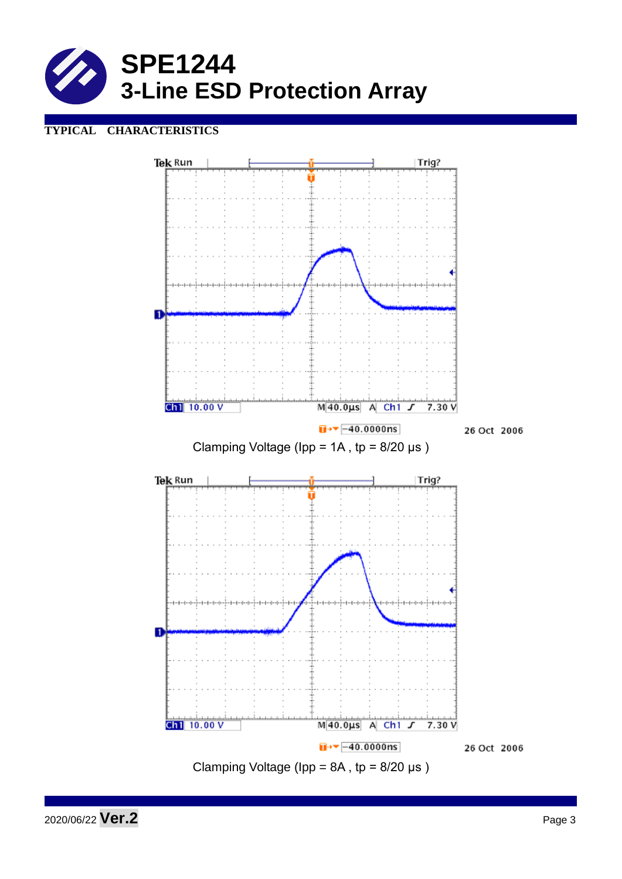# SPE1244
# 3-Line ESD Protection Array

**TYPICAL CHARACTERISTICS**

Tek Run Trig?

Ch1 10.00 V M 40.0µs A Ch1 ∫ 7.30 V

−40.0000ns 26 Oct 2006

Clamping Voltage (Ipp = 1A , tp = 8/20 µs )

Tek Run Trig?

Ch1 10.00 V M 40.0µs A Ch1 ∫ 7.30 V

−40.0000ns 26 Oct 2006

Clamping Voltage (Ipp = 8A , tp = 8/20 µs )

2020/06/22 **Ver.2**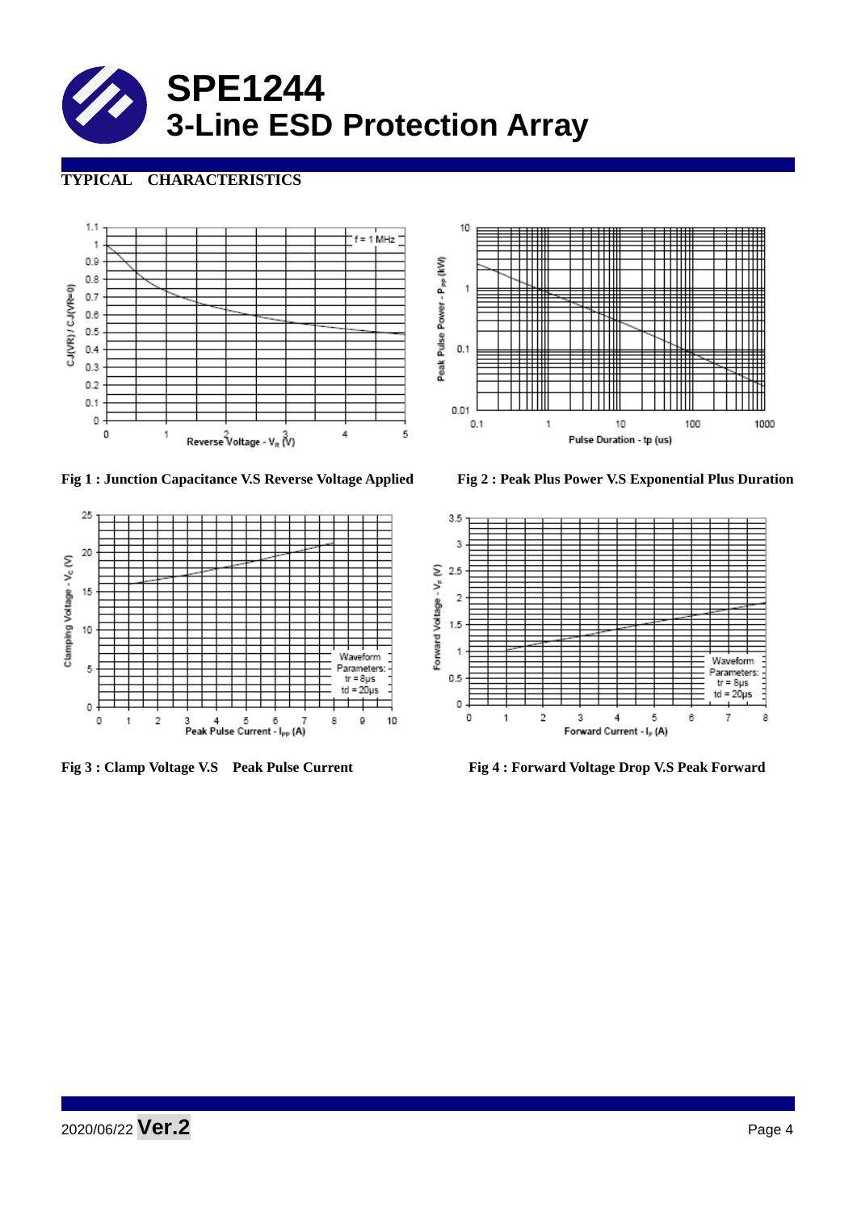# SPE1244
# 3-Line ESD Protection Array

## TYPICAL CHARACTERISTICS

Fig 1 : Junction Capacitance V.S Reverse Voltage Applied

Fig 2 : Peak Plus Power V.S Exponential Plus Duration

Fig 3 : Clamp Voltage V.S Peak Pulse Current

Fig 4 : Forward Voltage Drop V.S Peak Forward

2020/06/22 **Ver.2**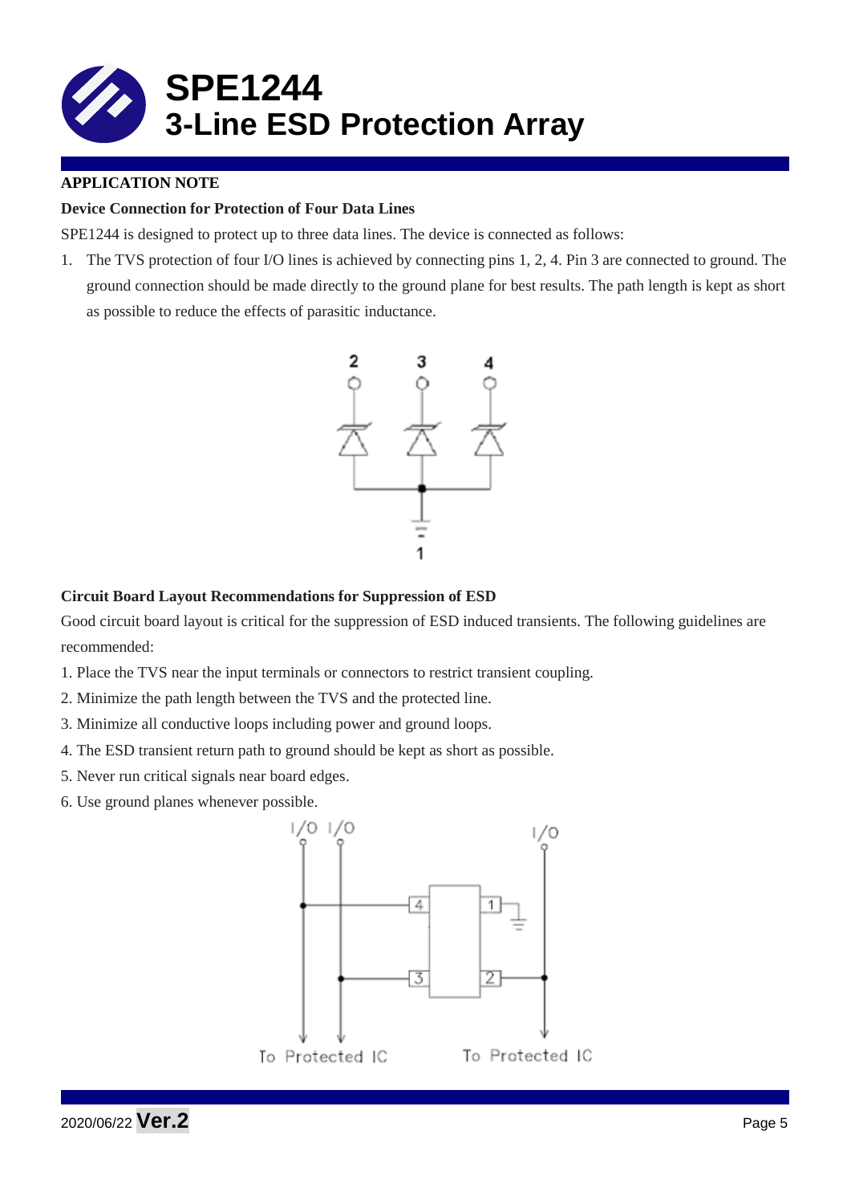## APPLICATION NOTE

### Device Connection for Protection of Four Data Lines

SPE1244 is designed to protect up to three data lines. The device is connected as follows:

1. The TVS protection of four I/O lines is achieved by connecting pins 1, 2, 4. Pin 3 are connected to ground. The ground connection should be made directly to the ground plane for best results. The path length is kept as short as possible to reduce the effects of parasitic inductance.

### Circuit Board Layout Recommendations for Suppression of ESD

Good circuit board layout is critical for the suppression of ESD induced transients. The following guidelines are recommended:

1. Place the TVS near the input terminals or connectors to restrict transient coupling.
2. Minimize the path length between the TVS and the protected line.
3. Minimize all conductive loops including power and ground loops.
4. The ESD transient return path to ground should be kept as short as possible.
5. Never run critical signals near board edges.
6. Use ground planes whenever possible.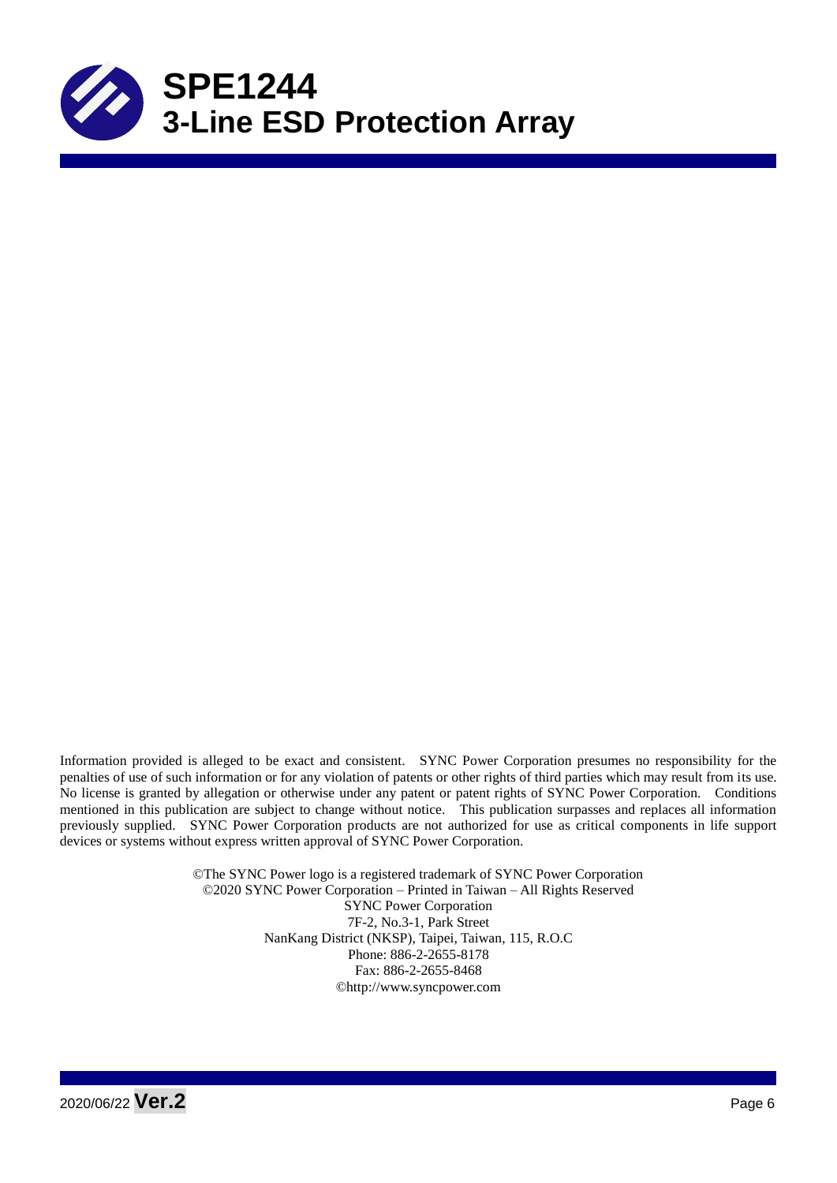Information provided is alleged to be exact and consistent. SYNC Power Corporation presumes no responsibility for the penalties of use of such information or for any violation of patents or other rights of third parties which may result from its use. No license is granted by allegation or otherwise under any patent or patent rights of SYNC Power Corporation. Conditions mentioned in this publication are subject to change without notice. This publication surpasses and replaces all information previously supplied. SYNC Power Corporation products are not authorized for use as critical components in life support devices or systems without express written approval of SYNC Power Corporation.

©The SYNC Power logo is a registered trademark of SYNC Power Corporation
©2020 SYNC Power Corporation – Printed in Taiwan – All Rights Reserved
SYNC Power Corporation
7F-2, No.3-1, Park Street
NanKang District (NKSP), Taipei, Taiwan, 115, R.O.C
Phone: 886-2-2655-8178
Fax: 886-2-2655-8468
©http://www.syncpower.com